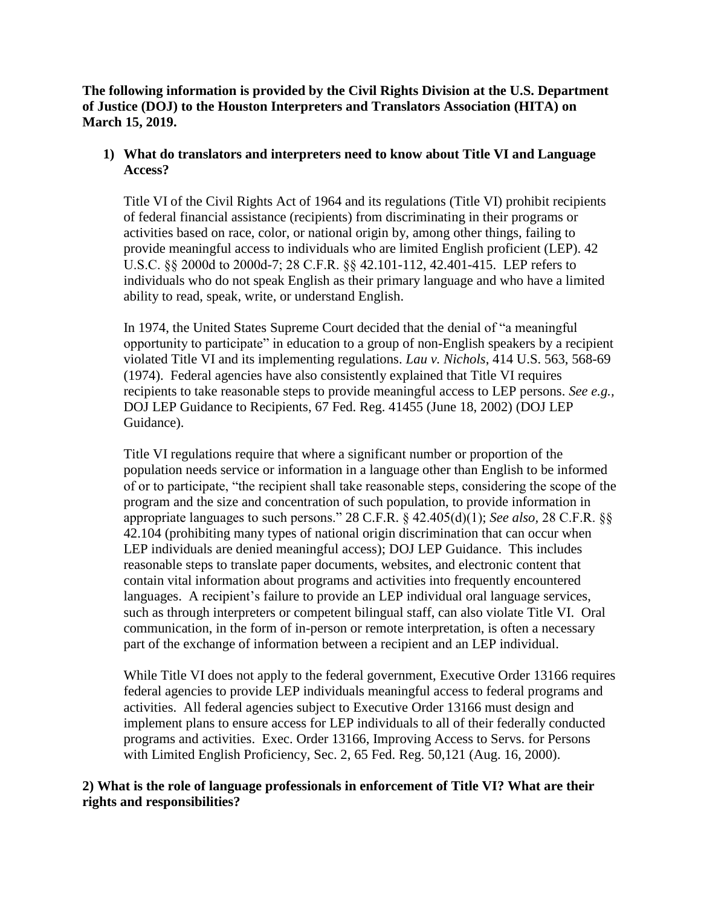**The following information is provided by the Civil Rights Division at the U.S. Department of Justice (DOJ) to the Houston Interpreters and Translators Association (HITA) on March 15, 2019.**

1) **What do translators and interpreters need to know about Title VI and Language Access?**

   Title VI of the Civil Rights Act of 1964 and its regulations (Title VI) prohibit recipients of federal financial assistance (recipients) from discriminating in their programs or activities based on race, color, or national origin by, among other things, failing to provide meaningful access to individuals who are limited English proficient (LEP). 42 U.S.C. §§ 2000d to 2000d-7; 28 C.F.R. §§ 42.101-112, 42.401-415. LEP refers to individuals who do not speak English as their primary language and who have a limited ability to read, speak, write, or understand English.

   In 1974, the United States Supreme Court decided that the denial of "a meaningful opportunity to participate" in education to a group of non-English speakers by a recipient violated Title VI and its implementing regulations. *Lau v. Nichols*, 414 U.S. 563, 568-69 (1974). Federal agencies have also consistently explained that Title VI requires recipients to take reasonable steps to provide meaningful access to LEP persons. *See e.g.*, DOJ LEP Guidance to Recipients, 67 Fed. Reg. 41455 (June 18, 2002) (DOJ LEP Guidance).

   Title VI regulations require that where a significant number or proportion of the population needs service or information in a language other than English to be informed of or to participate, "the recipient shall take reasonable steps, considering the scope of the program and the size and concentration of such population, to provide information in appropriate languages to such persons." 28 C.F.R. § 42.405(d)(1); *See also*, 28 C.F.R. §§ 42.104 (prohibiting many types of national origin discrimination that can occur when LEP individuals are denied meaningful access); DOJ LEP Guidance. This includes reasonable steps to translate paper documents, websites, and electronic content that contain vital information about programs and activities into frequently encountered languages. A recipient's failure to provide an LEP individual oral language services, such as through interpreters or competent bilingual staff, can also violate Title VI. Oral communication, in the form of in-person or remote interpretation, is often a necessary part of the exchange of information between a recipient and an LEP individual.

   While Title VI does not apply to the federal government, Executive Order 13166 requires federal agencies to provide LEP individuals meaningful access to federal programs and activities. All federal agencies subject to Executive Order 13166 must design and implement plans to ensure access for LEP individuals to all of their federally conducted programs and activities. Exec. Order 13166, Improving Access to Servs. for Persons with Limited English Proficiency, Sec. 2, 65 Fed. Reg. 50,121 (Aug. 16, 2000).

**2) What is the role of language professionals in enforcement of Title VI? What are their rights and responsibilities?**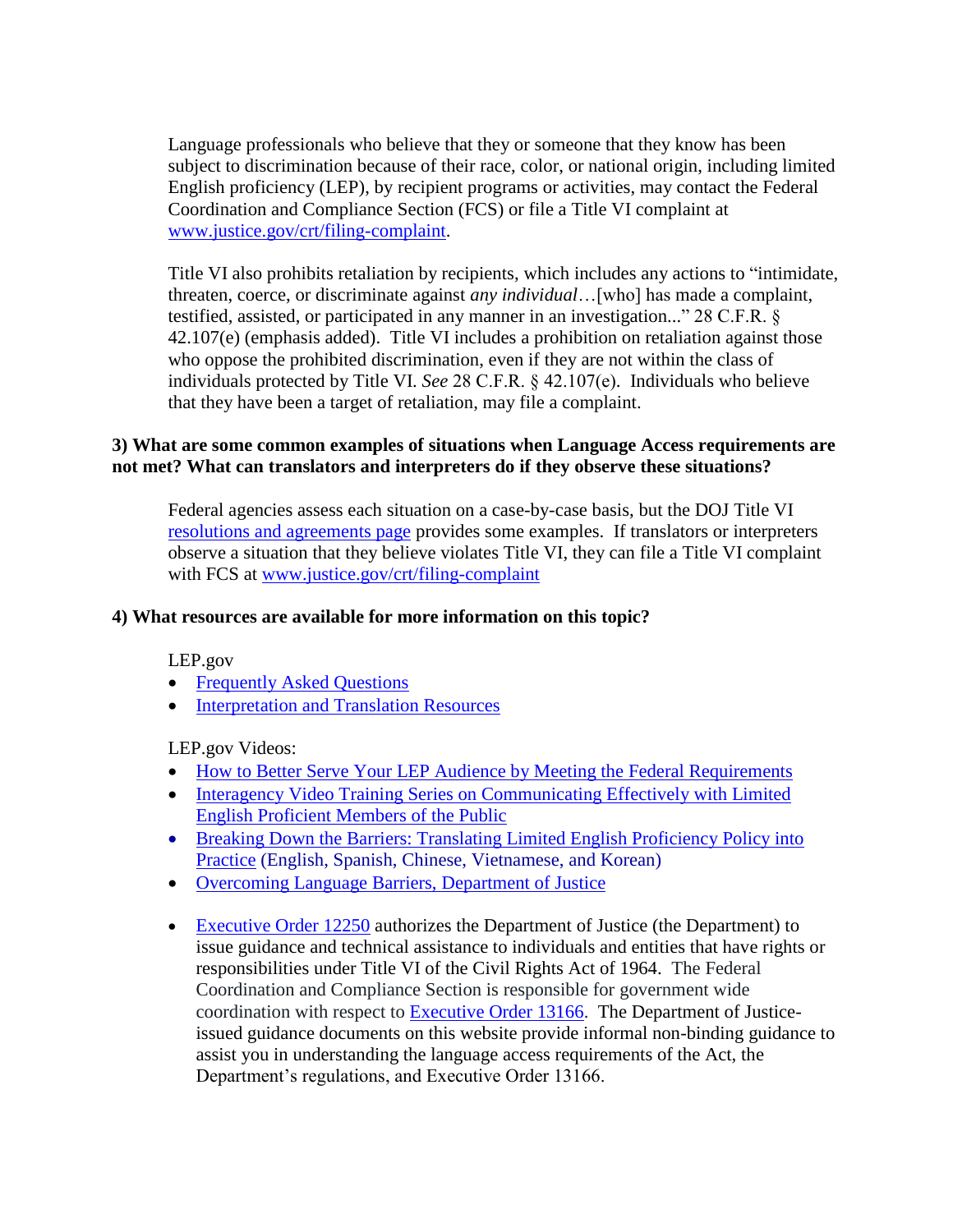Language professionals who believe that they or someone that they know has been subject to discrimination because of their race, color, or national origin, including limited English proficiency (LEP), by recipient programs or activities, may contact the Federal Coordination and Compliance Section (FCS) or file a Title VI complaint at [www.justice.gov/crt/filing-complaint](www.justice.gov/crt/filing-complaint).

Title VI also prohibits retaliation by recipients, which includes any actions to "intimidate, threaten, coerce, or discriminate against *any individual*…[who] has made a complaint, testified, assisted, or participated in any manner in an investigation..." 28 C.F.R. § 42.107(e) (emphasis added). Title VI includes a prohibition on retaliation against those who oppose the prohibited discrimination, even if they are not within the class of individuals protected by Title VI. *See* 28 C.F.R. § 42.107(e). Individuals who believe that they have been a target of retaliation, may file a complaint.

**3) What are some common examples of situations when Language Access requirements are not met? What can translators and interpreters do if they observe these situations?**

Federal agencies assess each situation on a case-by-case basis, but the DOJ Title VI resolutions and agreements page provides some examples. If translators or interpreters observe a situation that they believe violates Title VI, they can file a Title VI complaint with FCS at [www.justice.gov/crt/filing-complaint](www.justice.gov/crt/filing-complaint)

**4) What resources are available for more information on this topic?**

LEP.gov

- Frequently Asked Questions
- Interpretation and Translation Resources

LEP.gov Videos:

- How to Better Serve Your LEP Audience by Meeting the Federal Requirements
- Interagency Video Training Series on Communicating Effectively with Limited English Proficient Members of the Public
- Breaking Down the Barriers: Translating Limited English Proficiency Policy into Practice (English, Spanish, Chinese, Vietnamese, and Korean)
- Overcoming Language Barriers, Department of Justice

- Executive Order 12250 authorizes the Department of Justice (the Department) to issue guidance and technical assistance to individuals and entities that have rights or responsibilities under Title VI of the Civil Rights Act of 1964. The Federal Coordination and Compliance Section is responsible for government wide coordination with respect to Executive Order 13166. The Department of Justice-issued guidance documents on this website provide informal non-binding guidance to assist you in understanding the language access requirements of the Act, the Department's regulations, and Executive Order 13166.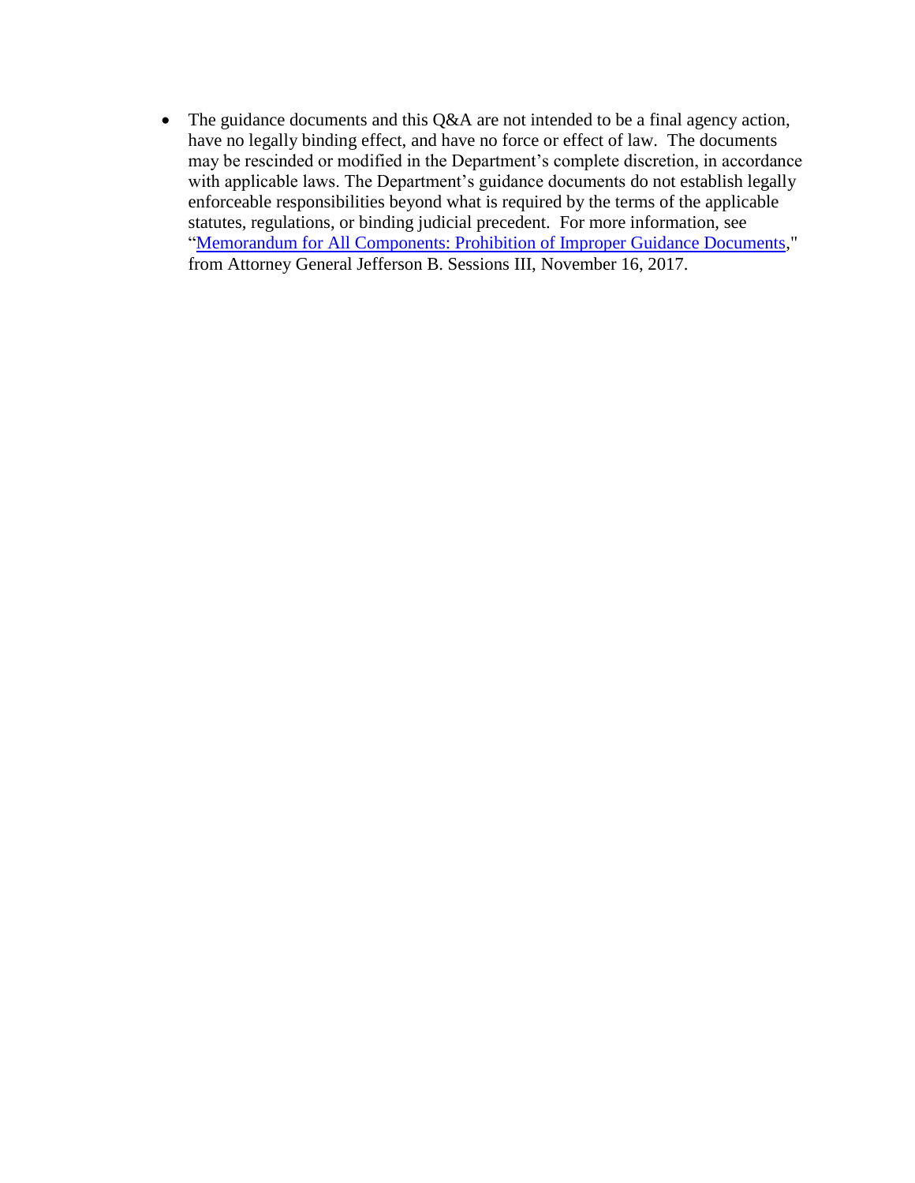- The guidance documents and this Q&A are not intended to be a final agency action, have no legally binding effect, and have no force or effect of law. The documents may be rescinded or modified in the Department's complete discretion, in accordance with applicable laws. The Department's guidance documents do not establish legally enforceable responsibilities beyond what is required by the terms of the applicable statutes, regulations, or binding judicial precedent. For more information, see "Memorandum for All Components: Prohibition of Improper Guidance Documents," from Attorney General Jefferson B. Sessions III, November 16, 2017.